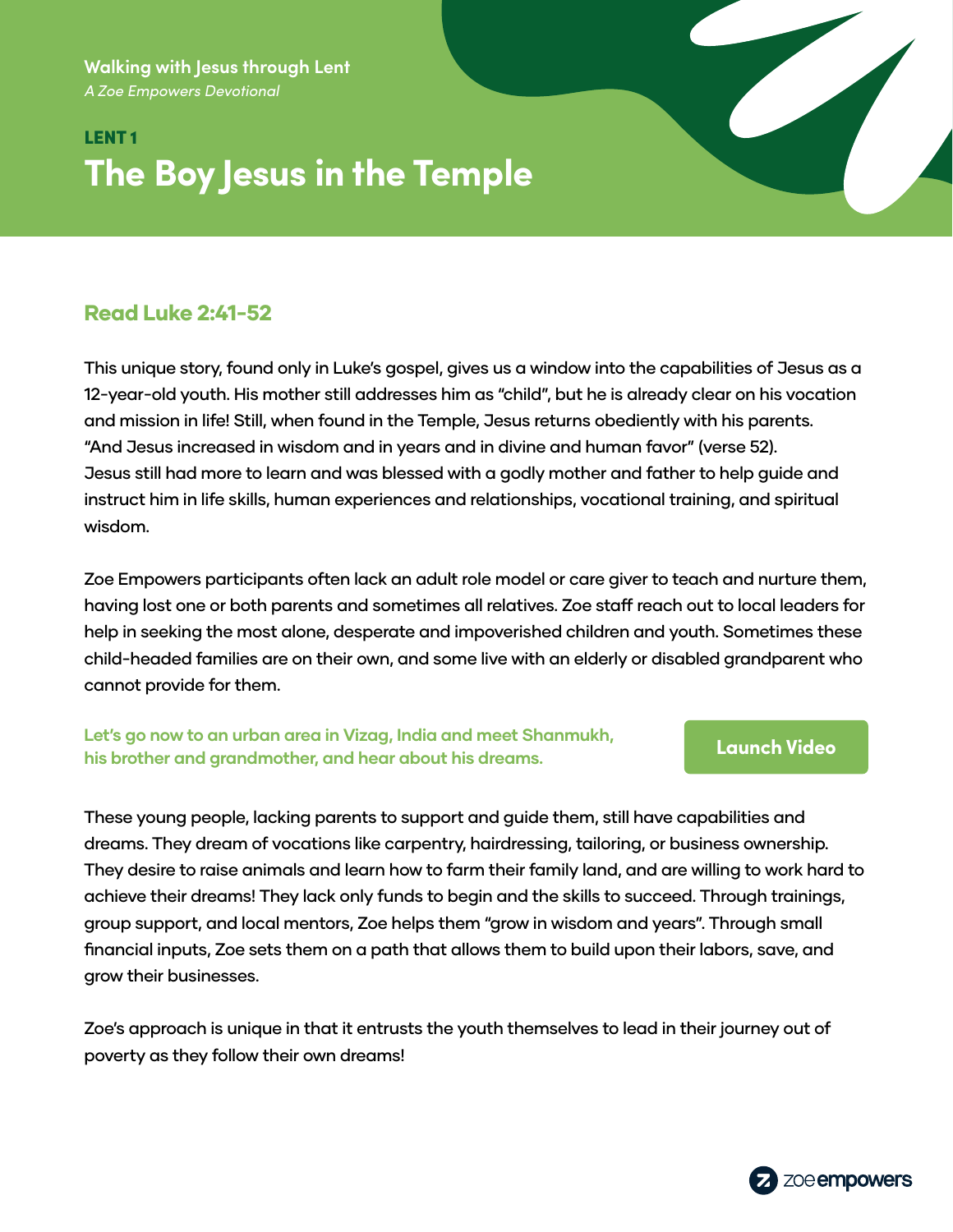Walking with Jesus through Lent

*A Zoe Empowers Devotional*

LENT 1

# The Boy Jesus in the Temple

## Read Luke 2:41-52

This unique story, found only in Luke's gospel, gives us a window into the capabilities of Jesus as a 12-year-old youth. His mother still addresses him as "child", but he is already clear on his vocation and mission in life! Still, when found in the Temple, Jesus returns obediently with his parents. "And Jesus increased in wisdom and in years and in divine and human favor" (verse 52). Jesus still had more to learn and was blessed with a godly mother and father to help guide and instruct him in life skills, human experiences and relationships, vocational training, and spiritual wisdom.

Zoe Empowers participants often lack an adult role model or care giver to teach and nurture them, having lost one or both parents and sometimes all relatives. Zoe staff reach out to local leaders for help in seeking the most alone, desperate and impoverished children and youth. Sometimes these child-headed families are on their own, and some live with an elderly or disabled grandparent who cannot provide for them.

**Let's go now to an urban area in Vizag, India and meet Shanmukh, his brother and grandmother, and hear about his dreams.**

Launch Video

These young people, lacking parents to support and guide them, still have capabilities and dreams. They dream of vocations like carpentry, hairdressing, tailoring, or business ownership. They desire to raise animals and learn how to farm their family land, and are willing to work hard to achieve their dreams! They lack only funds to begin and the skills to succeed. Through trainings, group support, and local mentors, Zoe helps them "grow in wisdom and years". Through small financial inputs, Zoe sets them on a path that allows them to build upon their labors, save, and grow their businesses.

Zoe's approach is unique in that it entrusts the youth themselves to lead in their journey out of poverty as they follow their own dreams!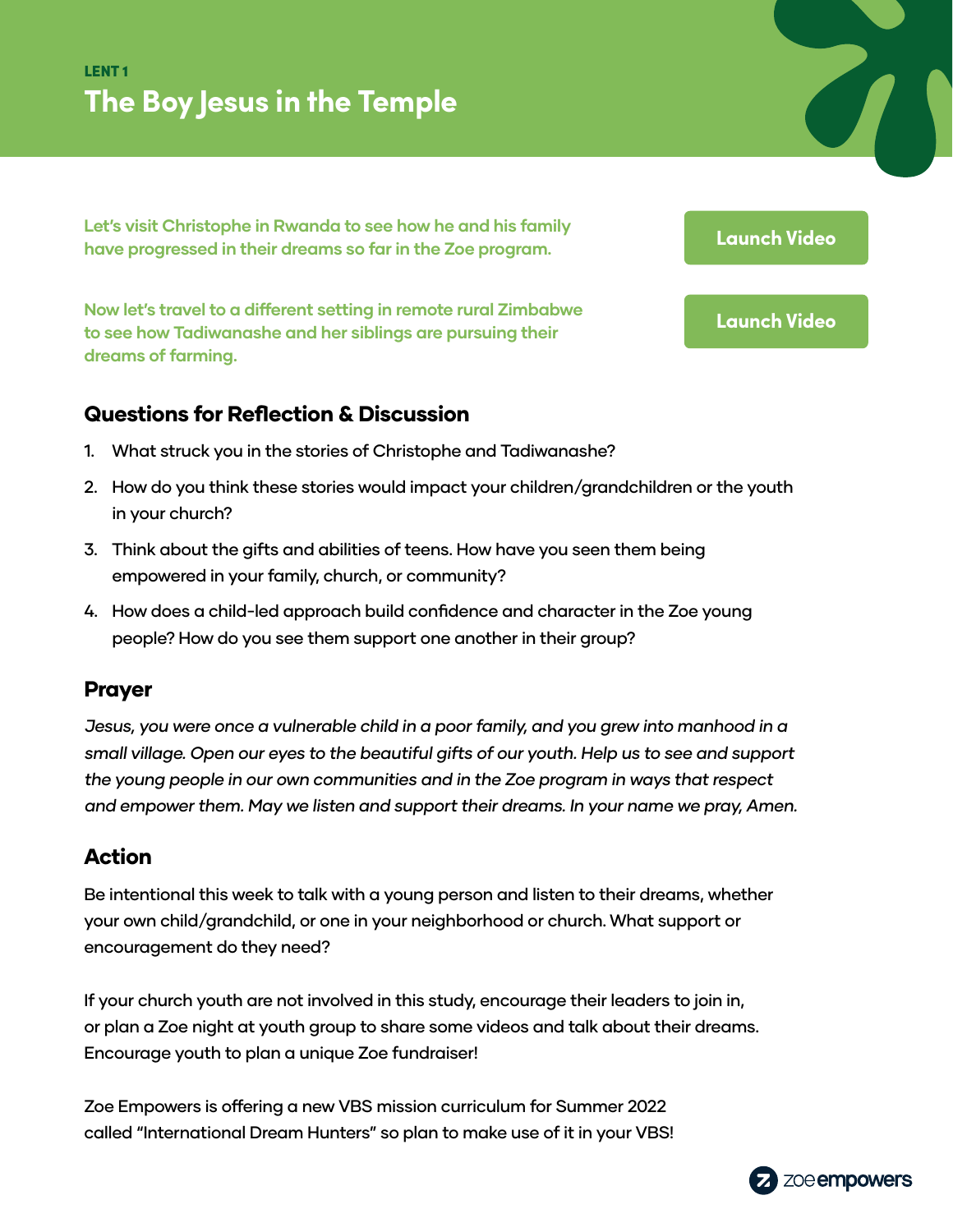LENT 1

# The Boy Jesus in the Temple

**Let's visit Christophe in Rwanda to see how he and his family have progressed in their dreams so far in the Zoe program.**

Launch Video

**Now let's travel to a different setting in remote rural Zimbabwe to see how Tadiwanashe and her siblings are pursuing their dreams of farming.**

Launch Video

## Questions for Reflection & Discussion

1. What struck you in the stories of Christophe and Tadiwanashe?
2. How do you think these stories would impact your children/grandchildren or the youth in your church?
3. Think about the gifts and abilities of teens. How have you seen them being empowered in your family, church, or community?
4. How does a child-led approach build confidence and character in the Zoe young people? How do you see them support one another in their group?

## Prayer

*Jesus, you were once a vulnerable child in a poor family, and you grew into manhood in a small village. Open our eyes to the beautiful gifts of our youth. Help us to see and support the young people in our own communities and in the Zoe program in ways that respect and empower them. May we listen and support their dreams. In your name we pray, Amen.*

## Action

Be intentional this week to talk with a young person and listen to their dreams, whether your own child/grandchild, or one in your neighborhood or church. What support or encouragement do they need?

If your church youth are not involved in this study, encourage their leaders to join in, or plan a Zoe night at youth group to share some videos and talk about their dreams. Encourage youth to plan a unique Zoe fundraiser!

Zoe Empowers is offering a new VBS mission curriculum for Summer 2022 called "International Dream Hunters" so plan to make use of it in your VBS!

zoeempowers